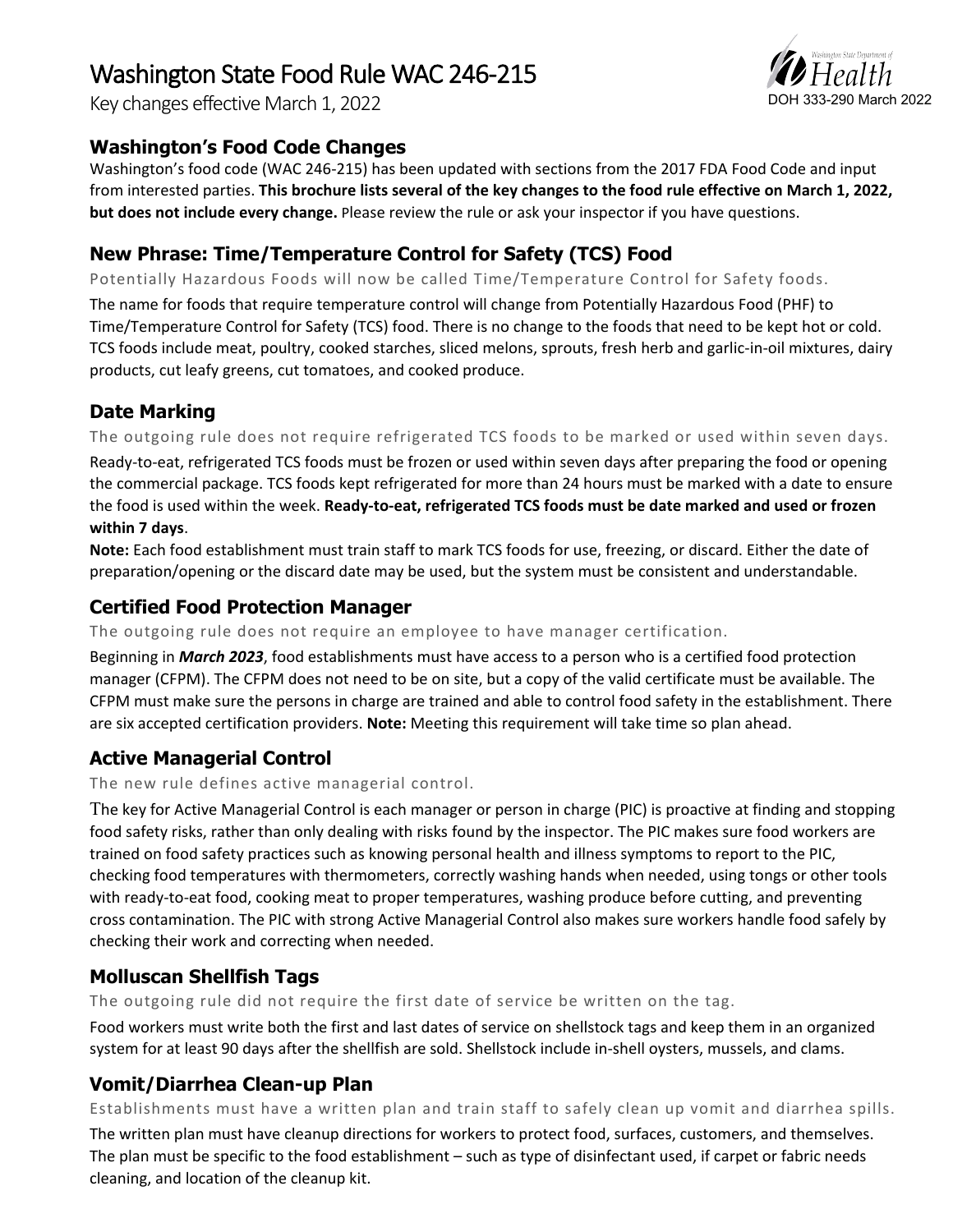# Washington State Food Rule WAC 246-215

Key changes effective March 1, 2022

DOH 333-290 March 2022

## Washington's Food Code Changes

Washington's food code (WAC 246-215) has been updated with sections from the 2017 FDA Food Code and input from interested parties. **This brochure lists several of the key changes to the food rule effective on March 1, 2022, but does not include every change.** Please review the rule or ask your inspector if you have questions.

## New Phrase: Time/Temperature Control for Safety (TCS) Food

Potentially Hazardous Foods will now be called Time/Temperature Control for Safety foods.

The name for foods that require temperature control will change from Potentially Hazardous Food (PHF) to Time/Temperature Control for Safety (TCS) food. There is no change to the foods that need to be kept hot or cold. TCS foods include meat, poultry, cooked starches, sliced melons, sprouts, fresh herb and garlic-in-oil mixtures, dairy products, cut leafy greens, cut tomatoes, and cooked produce.

## Date Marking

The outgoing rule does not require refrigerated TCS foods to be marked or used within seven days.

Ready-to-eat, refrigerated TCS foods must be frozen or used within seven days after preparing the food or opening the commercial package. TCS foods kept refrigerated for more than 24 hours must be marked with a date to ensure the food is used within the week. **Ready-to-eat, refrigerated TCS foods must be date marked and used or frozen within 7 days**.

**Note:** Each food establishment must train staff to mark TCS foods for use, freezing, or discard. Either the date of preparation/opening or the discard date may be used, but the system must be consistent and understandable.

## Certified Food Protection Manager

The outgoing rule does not require an employee to have manager certification.

Beginning in ***March 2023***, food establishments must have access to a person who is a certified food protection manager (CFPM). The CFPM does not need to be on site, but a copy of the valid certificate must be available. The CFPM must make sure the persons in charge are trained and able to control food safety in the establishment. There are six accepted certification providers. **Note:** Meeting this requirement will take time so plan ahead.

## Active Managerial Control

The new rule defines active managerial control.

The key for Active Managerial Control is each manager or person in charge (PIC) is proactive at finding and stopping food safety risks, rather than only dealing with risks found by the inspector. The PIC makes sure food workers are trained on food safety practices such as knowing personal health and illness symptoms to report to the PIC, checking food temperatures with thermometers, correctly washing hands when needed, using tongs or other tools with ready-to-eat food, cooking meat to proper temperatures, washing produce before cutting, and preventing cross contamination. The PIC with strong Active Managerial Control also makes sure workers handle food safely by checking their work and correcting when needed.

## Molluscan Shellfish Tags

The outgoing rule did not require the first date of service be written on the tag.

Food workers must write both the first and last dates of service on shellstock tags and keep them in an organized system for at least 90 days after the shellfish are sold. Shellstock include in-shell oysters, mussels, and clams.

## Vomit/Diarrhea Clean-up Plan

Establishments must have a written plan and train staff to safely clean up vomit and diarrhea spills.

The written plan must have cleanup directions for workers to protect food, surfaces, customers, and themselves. The plan must be specific to the food establishment – such as type of disinfectant used, if carpet or fabric needs cleaning, and location of the cleanup kit.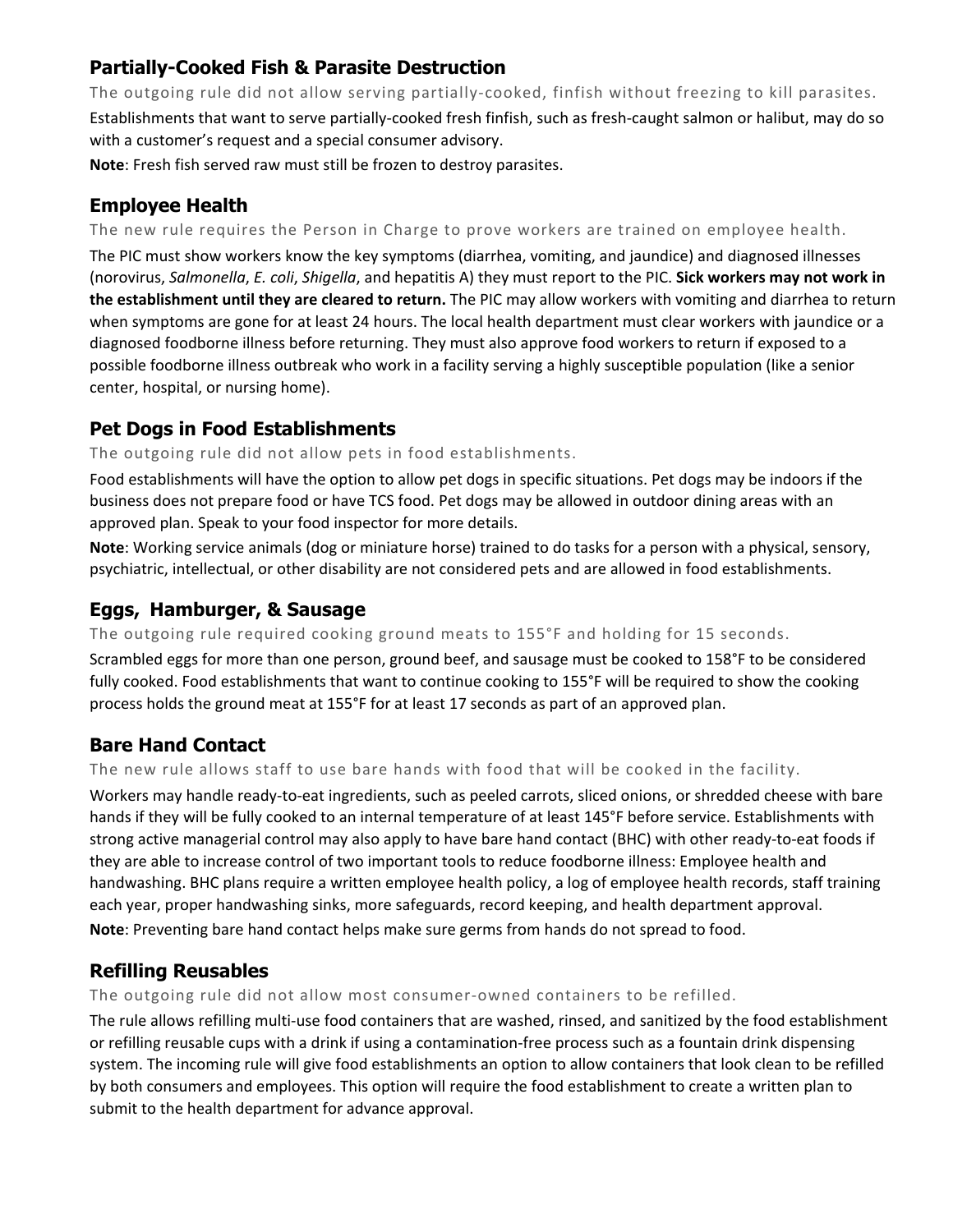## Partially-Cooked Fish & Parasite Destruction

The outgoing rule did not allow serving partially-cooked, finfish without freezing to kill parasites.

Establishments that want to serve partially-cooked fresh finfish, such as fresh-caught salmon or halibut, may do so with a customer's request and a special consumer advisory.

**Note**: Fresh fish served raw must still be frozen to destroy parasites.

## Employee Health

The new rule requires the Person in Charge to prove workers are trained on employee health.

The PIC must show workers know the key symptoms (diarrhea, vomiting, and jaundice) and diagnosed illnesses (norovirus, *Salmonella*, *E. coli*, *Shigella*, and hepatitis A) they must report to the PIC. **Sick workers may not work in the establishment until they are cleared to return.** The PIC may allow workers with vomiting and diarrhea to return when symptoms are gone for at least 24 hours. The local health department must clear workers with jaundice or a diagnosed foodborne illness before returning. They must also approve food workers to return if exposed to a possible foodborne illness outbreak who work in a facility serving a highly susceptible population (like a senior center, hospital, or nursing home).

## Pet Dogs in Food Establishments

The outgoing rule did not allow pets in food establishments.

Food establishments will have the option to allow pet dogs in specific situations. Pet dogs may be indoors if the business does not prepare food or have TCS food. Pet dogs may be allowed in outdoor dining areas with an approved plan. Speak to your food inspector for more details.

**Note**: Working service animals (dog or miniature horse) trained to do tasks for a person with a physical, sensory, psychiatric, intellectual, or other disability are not considered pets and are allowed in food establishments.

## Eggs, Hamburger, & Sausage

The outgoing rule required cooking ground meats to 155°F and holding for 15 seconds.

Scrambled eggs for more than one person, ground beef, and sausage must be cooked to 158°F to be considered fully cooked. Food establishments that want to continue cooking to 155°F will be required to show the cooking process holds the ground meat at 155°F for at least 17 seconds as part of an approved plan.

## Bare Hand Contact

The new rule allows staff to use bare hands with food that will be cooked in the facility.

Workers may handle ready-to-eat ingredients, such as peeled carrots, sliced onions, or shredded cheese with bare hands if they will be fully cooked to an internal temperature of at least 145°F before service. Establishments with strong active managerial control may also apply to have bare hand contact (BHC) with other ready-to-eat foods if they are able to increase control of two important tools to reduce foodborne illness: Employee health and handwashing. BHC plans require a written employee health policy, a log of employee health records, staff training each year, proper handwashing sinks, more safeguards, record keeping, and health department approval.

**Note**: Preventing bare hand contact helps make sure germs from hands do not spread to food.

## Refilling Reusables

The outgoing rule did not allow most consumer-owned containers to be refilled.

The rule allows refilling multi-use food containers that are washed, rinsed, and sanitized by the food establishment or refilling reusable cups with a drink if using a contamination-free process such as a fountain drink dispensing system. The incoming rule will give food establishments an option to allow containers that look clean to be refilled by both consumers and employees. This option will require the food establishment to create a written plan to submit to the health department for advance approval.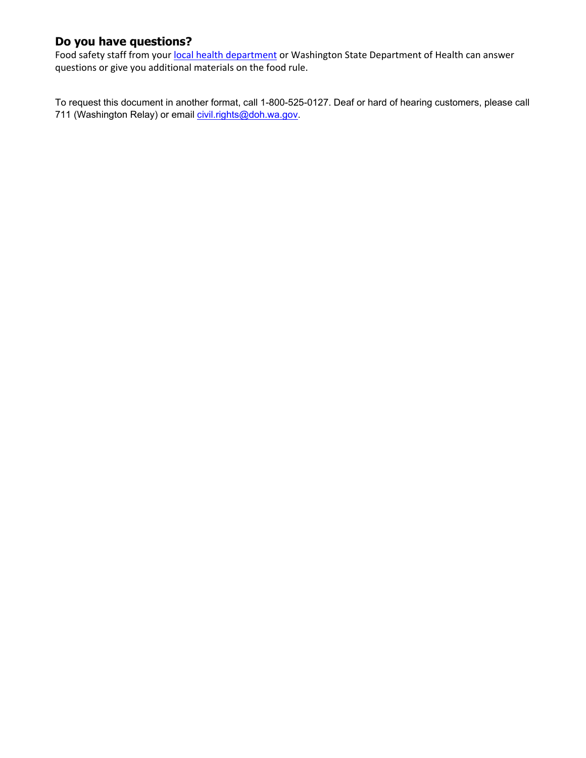## Do you have questions?

Food safety staff from your [local health department](#) or Washington State Department of Health can answer questions or give you additional materials on the food rule.

To request this document in another format, call 1-800-525-0127. Deaf or hard of hearing customers, please call 711 (Washington Relay) or email [civil.rights@doh.wa.gov](mailto:civil.rights@doh.wa.gov).